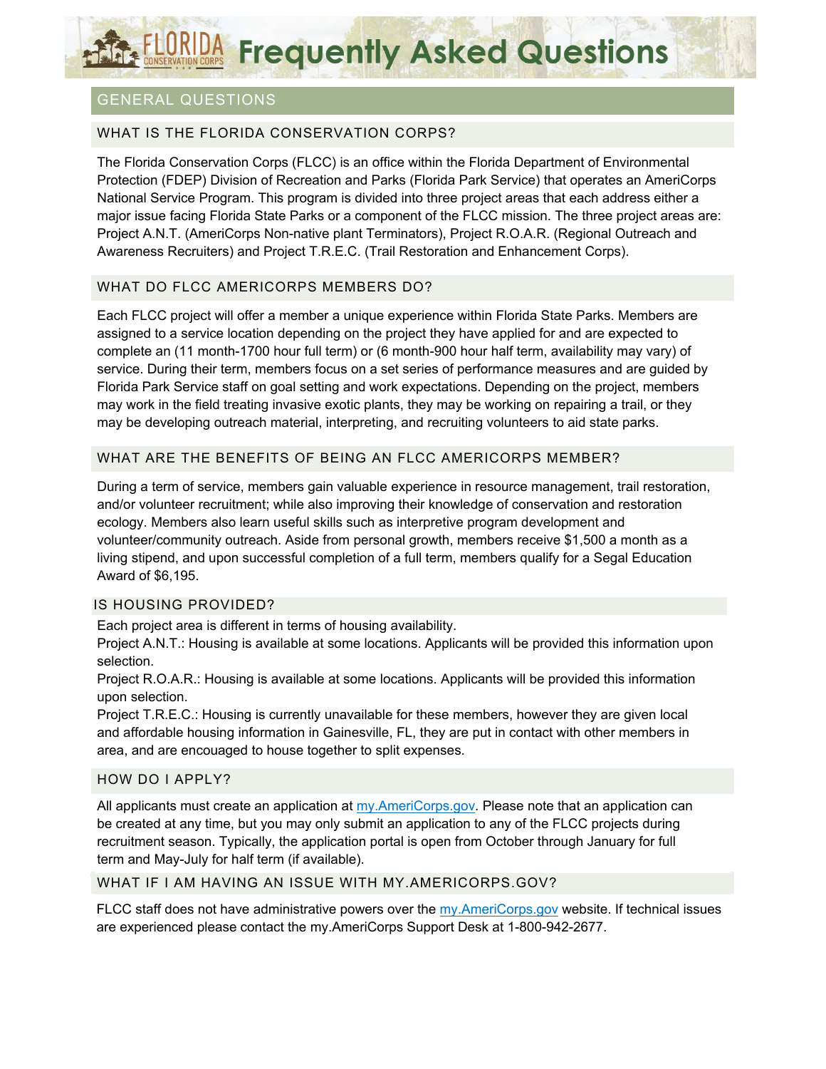# Frequently Asked Questions

## GENERAL QUESTIONS

### WHAT IS THE FLORIDA CONSERVATION CORPS?

The Florida Conservation Corps (FLCC) is an office within the Florida Department of Environmental Protection (FDEP) Division of Recreation and Parks (Florida Park Service) that operates an AmeriCorps National Service Program. This program is divided into three project areas that each address either a major issue facing Florida State Parks or a component of the FLCC mission. The three project areas are: Project A.N.T. (AmeriCorps Non-native plant Terminators), Project R.O.A.R. (Regional Outreach and Awareness Recruiters) and Project T.R.E.C. (Trail Restoration and Enhancement Corps).

### WHAT DO FLCC AMERICORPS MEMBERS DO?

Each FLCC project will offer a member a unique experience within Florida State Parks. Members are assigned to a service location depending on the project they have applied for and are expected to complete an (11 month-1700 hour full term) or (6 month-900 hour half term, availability may vary) of service. During their term, members focus on a set series of performance measures and are guided by Florida Park Service staff on goal setting and work expectations. Depending on the project, members may work in the field treating invasive exotic plants, they may be working on repairing a trail, or they may be developing outreach material, interpreting, and recruiting volunteers to aid state parks.

### WHAT ARE THE BENEFITS OF BEING AN FLCC AMERICORPS MEMBER?

During a term of service, members gain valuable experience in resource management, trail restoration, and/or volunteer recruitment; while also improving their knowledge of conservation and restoration ecology. Members also learn useful skills such as interpretive program development and volunteer/community outreach. Aside from personal growth, members receive $1,500 a month as a living stipend, and upon successful completion of a full term, members qualify for a Segal Education Award of $6,195.

### IS HOUSING PROVIDED?

Each project area is different in terms of housing availability.

Project A.N.T.: Housing is available at some locations. Applicants will be provided this information upon selection.

Project R.O.A.R.: Housing is available at some locations. Applicants will be provided this information upon selection.

Project T.R.E.C.: Housing is currently unavailable for these members, however they are given local and affordable housing information in Gainesville, FL, they are put in contact with other members in area, and are encouaged to house together to split expenses.

### HOW DO I APPLY?

All applicants must create an application at [my.AmeriCorps.gov](my.AmeriCorps.gov). Please note that an application can be created at any time, but you may only submit an application to any of the FLCC projects during recruitment season. Typically, the application portal is open from October through January for full term and May-July for half term (if available).

### WHAT IF I AM HAVING AN ISSUE WITH MY.AMERICORPS.GOV?

FLCC staff does not have administrative powers over the [my.AmeriCorps.gov](my.AmeriCorps.gov) website. If technical issues are experienced please contact the my.AmeriCorps Support Desk at 1-800-942-2677.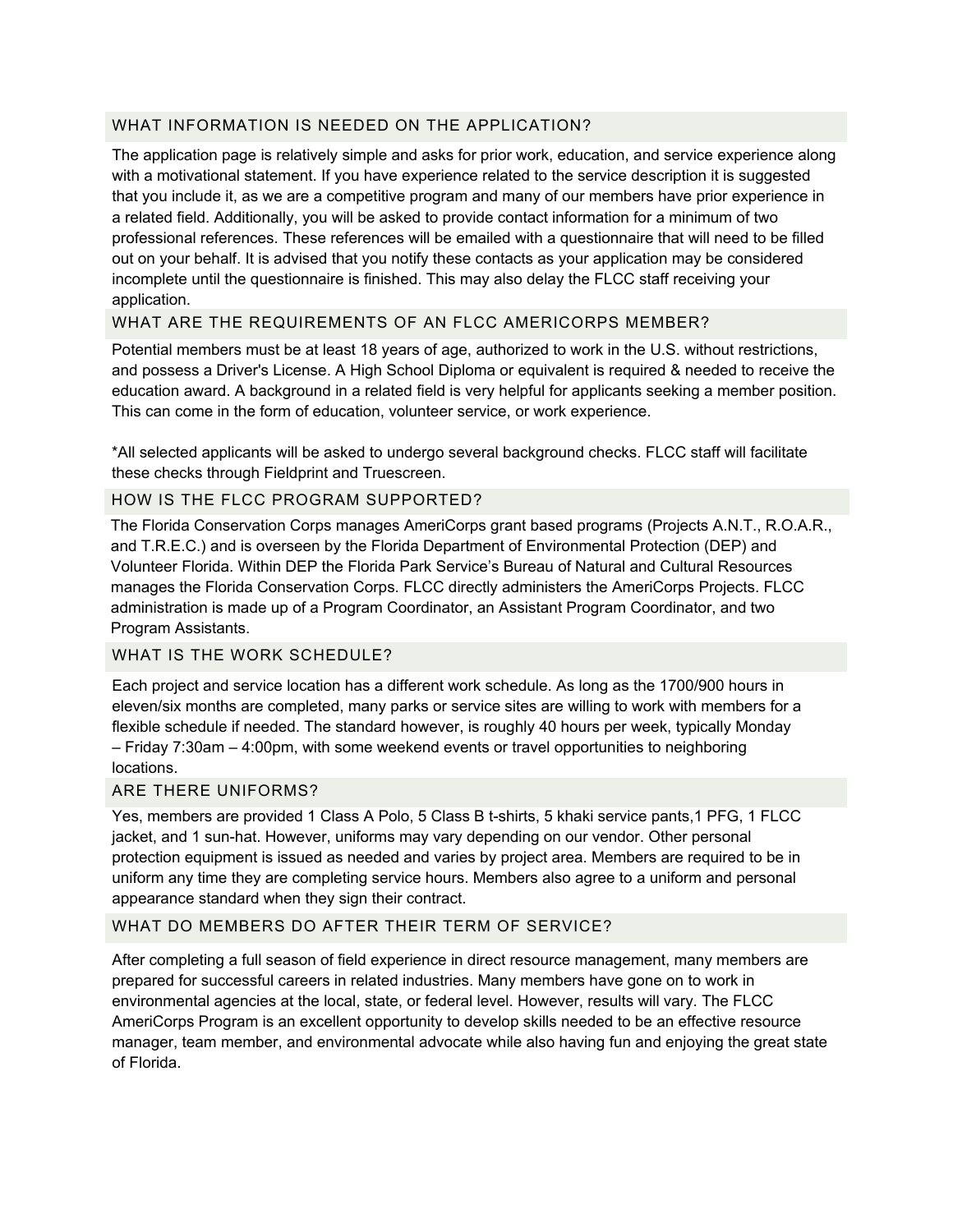## WHAT INFORMATION IS NEEDED ON THE APPLICATION?

The application page is relatively simple and asks for prior work, education, and service experience along with a motivational statement. If you have experience related to the service description it is suggested that you include it, as we are a competitive program and many of our members have prior experience in a related field. Additionally, you will be asked to provide contact information for a minimum of two professional references. These references will be emailed with a questionnaire that will need to be filled out on your behalf. It is advised that you notify these contacts as your application may be considered incomplete until the questionnaire is finished. This may also delay the FLCC staff receiving your application.

## WHAT ARE THE REQUIREMENTS OF AN FLCC AMERICORPS MEMBER?

Potential members must be at least 18 years of age, authorized to work in the U.S. without restrictions, and possess a Driver's License. A High School Diploma or equivalent is required & needed to receive the education award. A background in a related field is very helpful for applicants seeking a member position. This can come in the form of education, volunteer service, or work experience.

*All selected applicants will be asked to undergo several background checks. FLCC staff will facilitate these checks through Fieldprint and Truescreen.

## HOW IS THE FLCC PROGRAM SUPPORTED?

The Florida Conservation Corps manages AmeriCorps grant based programs (Projects A.N.T., R.O.A.R., and T.R.E.C.) and is overseen by the Florida Department of Environmental Protection (DEP) and Volunteer Florida. Within DEP the Florida Park Service's Bureau of Natural and Cultural Resources manages the Florida Conservation Corps. FLCC directly administers the AmeriCorps Projects. FLCC administration is made up of a Program Coordinator, an Assistant Program Coordinator, and two Program Assistants.

## WHAT IS THE WORK SCHEDULE?

Each project and service location has a different work schedule. As long as the 1700/900 hours in eleven/six months are completed, many parks or service sites are willing to work with members for a flexible schedule if needed. The standard however, is roughly 40 hours per week, typically Monday – Friday 7:30am – 4:00pm, with some weekend events or travel opportunities to neighboring locations.

## ARE THERE UNIFORMS?

Yes, members are provided 1 Class A Polo, 5 Class B t-shirts, 5 khaki service pants,1 PFG, 1 FLCC jacket, and 1 sun-hat. However, uniforms may vary depending on our vendor. Other personal protection equipment is issued as needed and varies by project area. Members are required to be in uniform any time they are completing service hours. Members also agree to a uniform and personal appearance standard when they sign their contract.

## WHAT DO MEMBERS DO AFTER THEIR TERM OF SERVICE?

After completing a full season of field experience in direct resource management, many members are prepared for successful careers in related industries. Many members have gone on to work in environmental agencies at the local, state, or federal level. However, results will vary. The FLCC AmeriCorps Program is an excellent opportunity to develop skills needed to be an effective resource manager, team member, and environmental advocate while also having fun and enjoying the great state of Florida.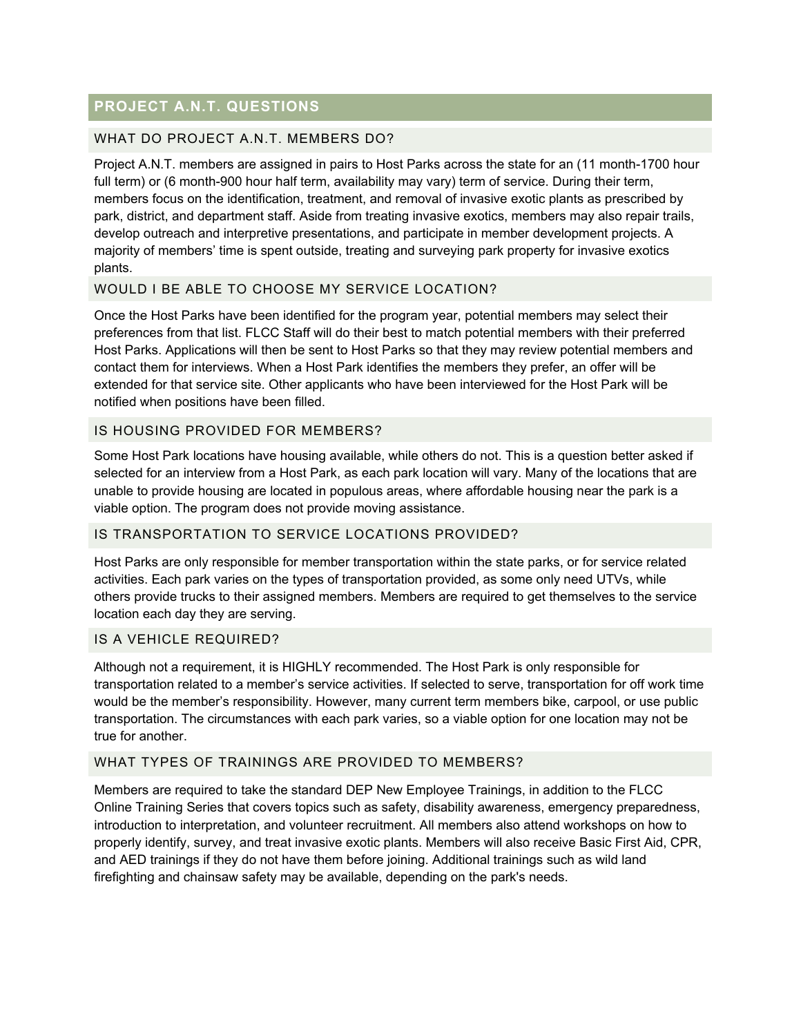## PROJECT A.N.T. QUESTIONS

### WHAT DO PROJECT A.N.T. MEMBERS DO?

Project A.N.T. members are assigned in pairs to Host Parks across the state for an (11 month-1700 hour full term) or (6 month-900 hour half term, availability may vary) term of service. During their term, members focus on the identification, treatment, and removal of invasive exotic plants as prescribed by park, district, and department staff. Aside from treating invasive exotics, members may also repair trails, develop outreach and interpretive presentations, and participate in member development projects. A majority of members' time is spent outside, treating and surveying park property for invasive exotics plants.

### WOULD I BE ABLE TO CHOOSE MY SERVICE LOCATION?

Once the Host Parks have been identified for the program year, potential members may select their preferences from that list. FLCC Staff will do their best to match potential members with their preferred Host Parks. Applications will then be sent to Host Parks so that they may review potential members and contact them for interviews. When a Host Park identifies the members they prefer, an offer will be extended for that service site. Other applicants who have been interviewed for the Host Park will be notified when positions have been filled.

### IS HOUSING PROVIDED FOR MEMBERS?

Some Host Park locations have housing available, while others do not. This is a question better asked if selected for an interview from a Host Park, as each park location will vary. Many of the locations that are unable to provide housing are located in populous areas, where affordable housing near the park is a viable option. The program does not provide moving assistance.

### IS TRANSPORTATION TO SERVICE LOCATIONS PROVIDED?

Host Parks are only responsible for member transportation within the state parks, or for service related activities. Each park varies on the types of transportation provided, as some only need UTVs, while others provide trucks to their assigned members. Members are required to get themselves to the service location each day they are serving.

### IS A VEHICLE REQUIRED?

Although not a requirement, it is HIGHLY recommended. The Host Park is only responsible for transportation related to a member's service activities. If selected to serve, transportation for off work time would be the member's responsibility. However, many current term members bike, carpool, or use public transportation. The circumstances with each park varies, so a viable option for one location may not be true for another.

### WHAT TYPES OF TRAININGS ARE PROVIDED TO MEMBERS?

Members are required to take the standard DEP New Employee Trainings, in addition to the FLCC Online Training Series that covers topics such as safety, disability awareness, emergency preparedness, introduction to interpretation, and volunteer recruitment. All members also attend workshops on how to properly identify, survey, and treat invasive exotic plants. Members will also receive Basic First Aid, CPR, and AED trainings if they do not have them before joining. Additional trainings such as wild land firefighting and chainsaw safety may be available, depending on the park's needs.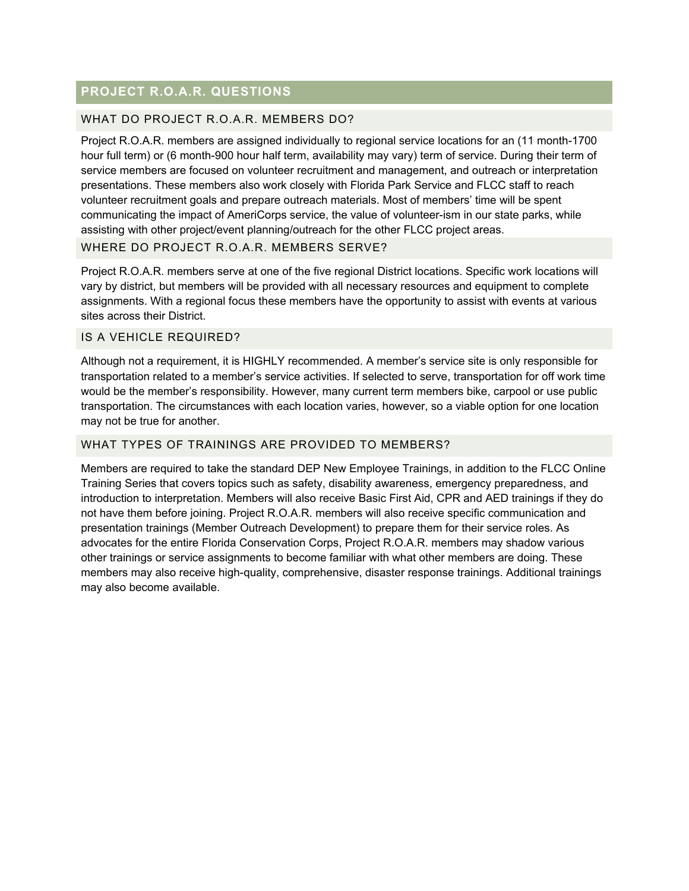## PROJECT R.O.A.R. QUESTIONS

### WHAT DO PROJECT R.O.A.R. MEMBERS DO?

Project R.O.A.R. members are assigned individually to regional service locations for an (11 month-1700 hour full term) or (6 month-900 hour half term, availability may vary) term of service. During their term of service members are focused on volunteer recruitment and management, and outreach or interpretation presentations. These members also work closely with Florida Park Service and FLCC staff to reach volunteer recruitment goals and prepare outreach materials. Most of members' time will be spent communicating the impact of AmeriCorps service, the value of volunteer-ism in our state parks, while assisting with other project/event planning/outreach for the other FLCC project areas.

### WHERE DO PROJECT R.O.A.R. MEMBERS SERVE?

Project R.O.A.R. members serve at one of the five regional District locations. Specific work locations will vary by district, but members will be provided with all necessary resources and equipment to complete assignments. With a regional focus these members have the opportunity to assist with events at various sites across their District.

### IS A VEHICLE REQUIRED?

Although not a requirement, it is HIGHLY recommended. A member's service site is only responsible for transportation related to a member's service activities. If selected to serve, transportation for off work time would be the member's responsibility. However, many current term members bike, carpool or use public transportation. The circumstances with each location varies, however, so a viable option for one location may not be true for another.

### WHAT TYPES OF TRAININGS ARE PROVIDED TO MEMBERS?

Members are required to take the standard DEP New Employee Trainings, in addition to the FLCC Online Training Series that covers topics such as safety, disability awareness, emergency preparedness, and introduction to interpretation. Members will also receive Basic First Aid, CPR and AED trainings if they do not have them before joining. Project R.O.A.R. members will also receive specific communication and presentation trainings (Member Outreach Development) to prepare them for their service roles. As advocates for the entire Florida Conservation Corps, Project R.O.A.R. members may shadow various other trainings or service assignments to become familiar with what other members are doing. These members may also receive high-quality, comprehensive, disaster response trainings. Additional trainings may also become available.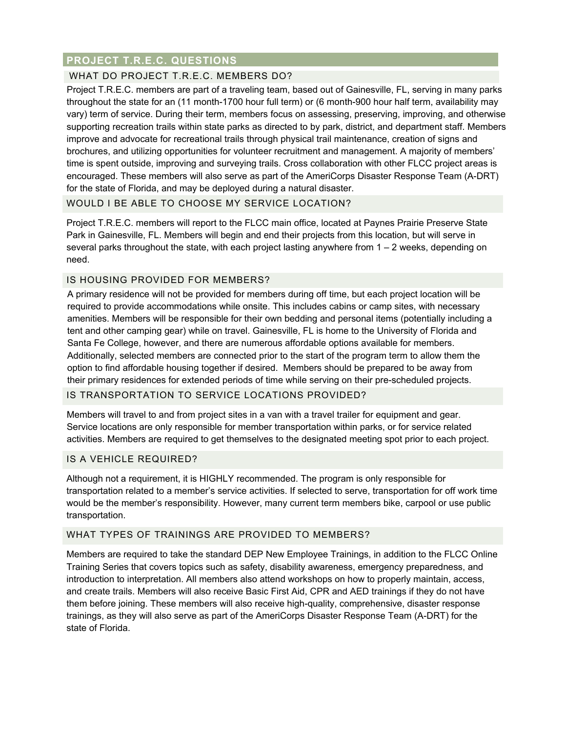## PROJECT T.R.E.C. QUESTIONS

### WHAT DO PROJECT T.R.E.C. MEMBERS DO?

Project T.R.E.C. members are part of a traveling team, based out of Gainesville, FL, serving in many parks throughout the state for an (11 month-1700 hour full term) or (6 month-900 hour half term, availability may vary) term of service. During their term, members focus on assessing, preserving, improving, and otherwise supporting recreation trails within state parks as directed to by park, district, and department staff. Members improve and advocate for recreational trails through physical trail maintenance, creation of signs and brochures, and utilizing opportunities for volunteer recruitment and management. A majority of members' time is spent outside, improving and surveying trails. Cross collaboration with other FLCC project areas is encouraged. These members will also serve as part of the AmeriCorps Disaster Response Team (A-DRT) for the state of Florida, and may be deployed during a natural disaster.

### WOULD I BE ABLE TO CHOOSE MY SERVICE LOCATION?

Project T.R.E.C. members will report to the FLCC main office, located at Paynes Prairie Preserve State Park in Gainesville, FL. Members will begin and end their projects from this location, but will serve in several parks throughout the state, with each project lasting anywhere from 1 – 2 weeks, depending on need.

### IS HOUSING PROVIDED FOR MEMBERS?

A primary residence will not be provided for members during off time, but each project location will be required to provide accommodations while onsite. This includes cabins or camp sites, with necessary amenities. Members will be responsible for their own bedding and personal items (potentially including a tent and other camping gear) while on travel. Gainesville, FL is home to the University of Florida and Santa Fe College, however, and there are numerous affordable options available for members. Additionally, selected members are connected prior to the start of the program term to allow them the option to find affordable housing together if desired. Members should be prepared to be away from their primary residences for extended periods of time while serving on their pre-scheduled projects.

### IS TRANSPORTATION TO SERVICE LOCATIONS PROVIDED?

Members will travel to and from project sites in a van with a travel trailer for equipment and gear. Service locations are only responsible for member transportation within parks, or for service related activities. Members are required to get themselves to the designated meeting spot prior to each project.

### IS A VEHICLE REQUIRED?

Although not a requirement, it is HIGHLY recommended. The program is only responsible for transportation related to a member's service activities. If selected to serve, transportation for off work time would be the member's responsibility. However, many current term members bike, carpool or use public transportation.

### WHAT TYPES OF TRAININGS ARE PROVIDED TO MEMBERS?

Members are required to take the standard DEP New Employee Trainings, in addition to the FLCC Online Training Series that covers topics such as safety, disability awareness, emergency preparedness, and introduction to interpretation. All members also attend workshops on how to properly maintain, access, and create trails. Members will also receive Basic First Aid, CPR and AED trainings if they do not have them before joining. These members will also receive high-quality, comprehensive, disaster response trainings, as they will also serve as part of the AmeriCorps Disaster Response Team (A-DRT) for the state of Florida.